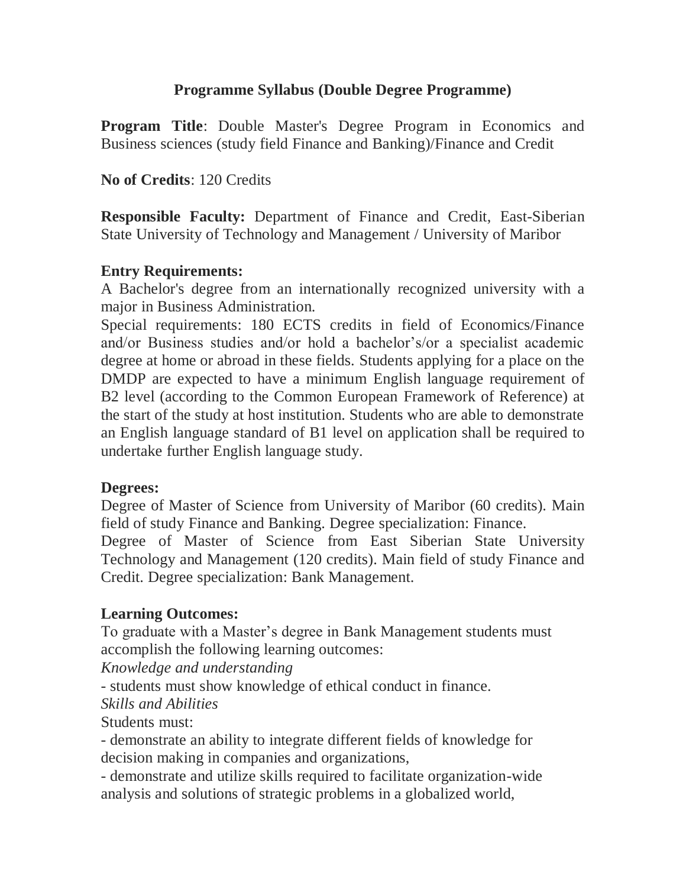# Programme Syllabus (Double Degree Programme)

**Program Title**: Double Master's Degree Program in Economics and Business sciences (study field Finance and Banking)/Finance and Credit

**No of Credits**: 120 Credits

**Responsible Faculty:** Department of Finance and Credit, East-Siberian State University of Technology and Management / University of Maribor

**Entry Requirements:**

A Bachelor's degree from an internationally recognized university with a major in Business Administration.

Special requirements: 180 ECTS credits in field of Economics/Finance and/or Business studies and/or hold a bachelor's/or a specialist academic degree at home or abroad in these fields. Students applying for a place on the DMDP are expected to have a minimum English language requirement of B2 level (according to the Common European Framework of Reference) at the start of the study at host institution. Students who are able to demonstrate an English language standard of B1 level on application shall be required to undertake further English language study.

**Degrees:**

Degree of Master of Science from University of Maribor (60 credits). Main field of study Finance and Banking. Degree specialization: Finance.

Degree of Master of Science from East Siberian State University Technology and Management (120 credits). Main field of study Finance and Credit. Degree specialization: Bank Management.

**Learning Outcomes:**

To graduate with a Master's degree in Bank Management students must accomplish the following learning outcomes:

*Knowledge and understanding*

- students must show knowledge of ethical conduct in finance.

*Skills and Abilities*

Students must:

- demonstrate an ability to integrate different fields of knowledge for decision making in companies and organizations,
- demonstrate and utilize skills required to facilitate organization-wide analysis and solutions of strategic problems in a globalized world,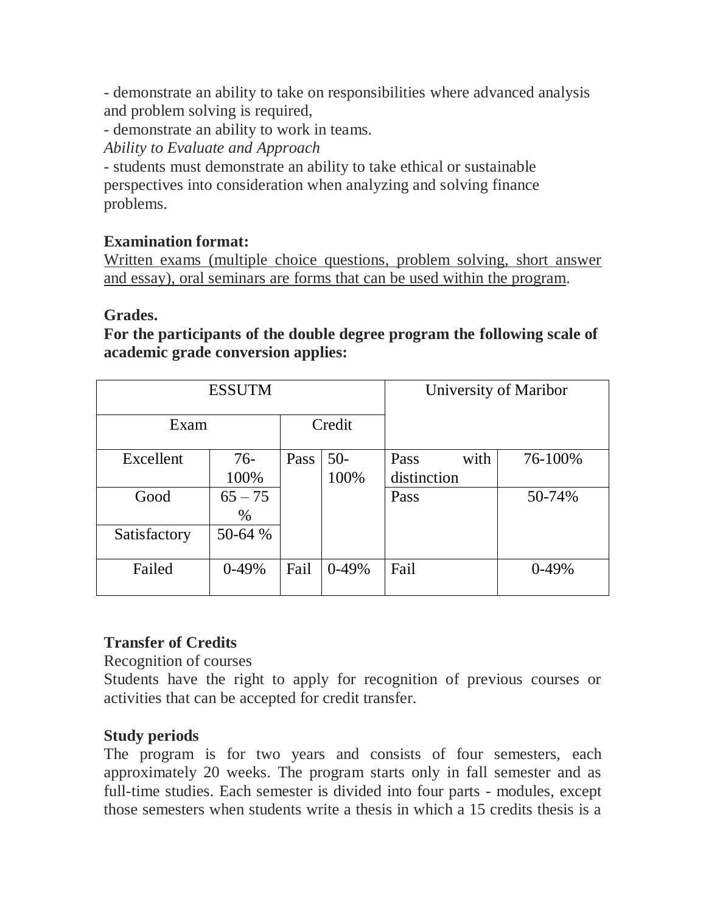- demonstrate an ability to take on responsibilities where advanced analysis and problem solving is required,
- demonstrate an ability to work in teams.

*Ability to Evaluate and Approach*

- students must demonstrate an ability to take ethical or sustainable perspectives into consideration when analyzing and solving finance problems.

**Examination format:**

Written exams (multiple choice questions, problem solving, short answer and essay), oral seminars are forms that can be used within the program.

**Grades.**

**For the participants of the double degree program the following scale of academic grade conversion applies:**

| ESSUTM | | | | University of Maribor | |
|---|---|---|---|---|---|
| Exam | | Credit | | | |
| Excellent | 76-100% | Pass | 50-100% | Pass with distinction | 76-100% |
| Good | 65 – 75 % | | | Pass | 50-74% |
| Satisfactory | 50-64 % | | | | |
| Failed | 0-49% | Fail | 0-49% | Fail | 0-49% |

**Transfer of Credits**

Recognition of courses

Students have the right to apply for recognition of previous courses or activities that can be accepted for credit transfer.

**Study periods**

The program is for two years and consists of four semesters, each approximately 20 weeks. The program starts only in fall semester and as full-time studies. Each semester is divided into four parts - modules, except those semesters when students write a thesis in which a 15 credits thesis is a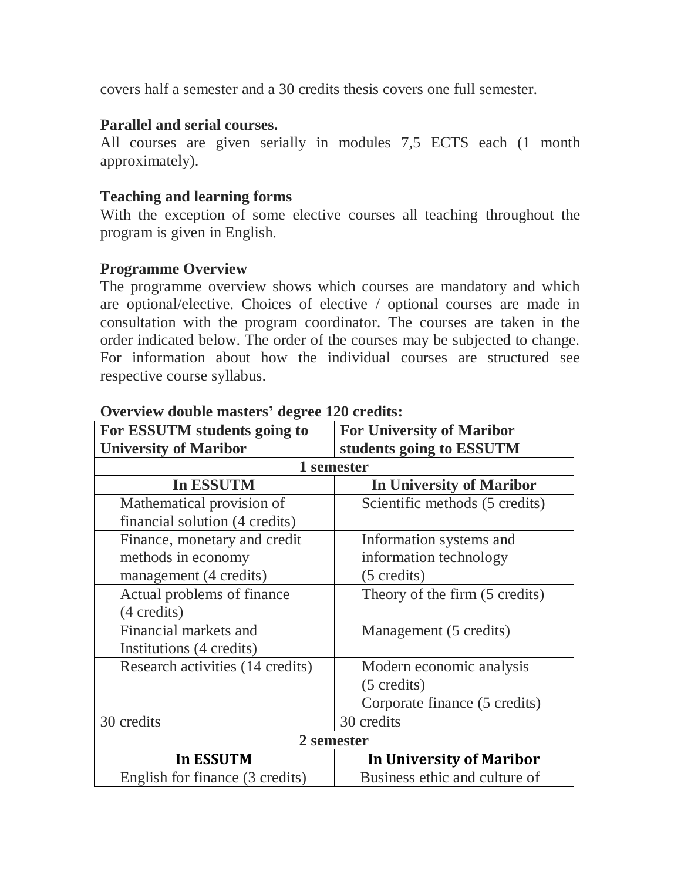covers half a semester and a 30 credits thesis covers one full semester.

**Parallel and serial courses.**

All courses are given serially in modules 7,5 ECTS each (1 month approximately).

**Teaching and learning forms**

With the exception of some elective courses all teaching throughout the program is given in English.

**Programme Overview**

The programme overview shows which courses are mandatory and which are optional/elective. Choices of elective / optional courses are made in consultation with the program coordinator. The courses are taken in the order indicated below. The order of the courses may be subjected to change. For information about how the individual courses are structured see respective course syllabus.

**Overview double masters' degree 120 credits:**

| For ESSUTM students going to University of Maribor | For University of Maribor students going to ESSUTM |
|---|---|
| **1 semester** | |
| **In ESSUTM** | **In University of Maribor** |
| Mathematical provision of financial solution (4 credits) | Scientific methods (5 credits) |
| Finance, monetary and credit methods in economy management (4 credits) | Information systems and information technology (5 credits) |
| Actual problems of finance (4 credits) | Theory of the firm (5 credits) |
| Financial markets and Institutions (4 credits) | Management (5 credits) |
| Research activities (14 credits) | Modern economic analysis (5 credits) |
| | Corporate finance (5 credits) |
| 30 credits | 30 credits |
| **2 semester** | |
| **In ESSUTM** | **In University of Maribor** |
| English for finance (3 credits) | Business ethic and culture of |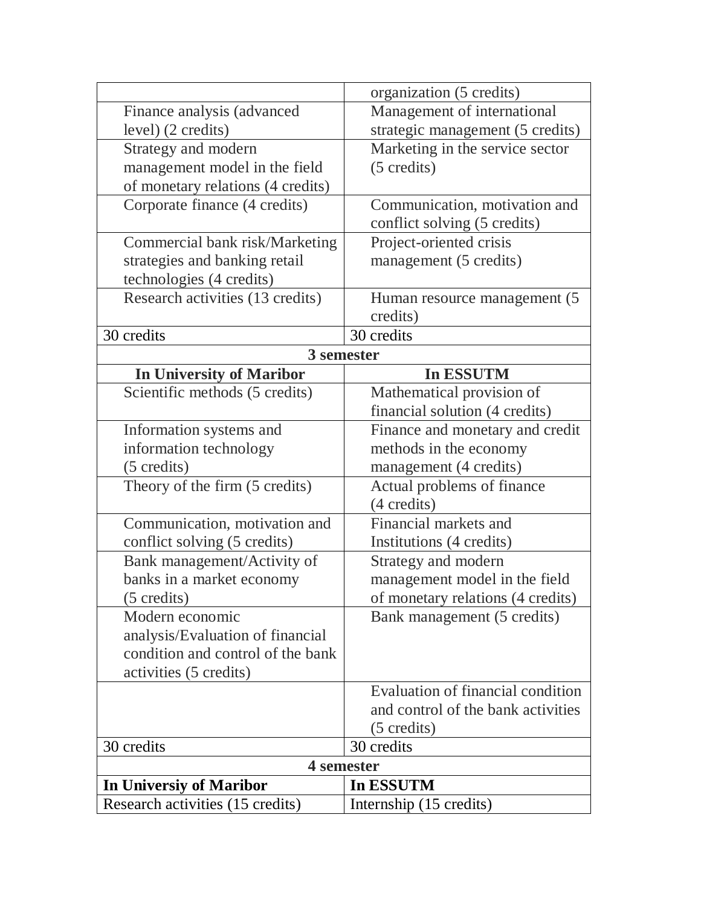| | |
|---|---|
| | organization (5 credits) |
| Finance analysis (advanced level) (2 credits) | Management of international strategic management (5 credits) |
| Strategy and modern management model in the field of monetary relations (4 credits) | Marketing in the service sector (5 credits) |
| Corporate finance (4 credits) | Communication, motivation and conflict solving (5 credits) |
| Commercial bank risk/Marketing strategies and banking retail technologies (4 credits) | Project-oriented crisis management (5 credits) |
| Research activities (13 credits) | Human resource management (5 credits) |
| 30 credits | 30 credits |
| **3 semester** | |
| **In University of Maribor** | **In ESSUTM** |
| Scientific methods (5 credits) | Mathematical provision of financial solution (4 credits) |
| Information systems and information technology (5 credits) | Finance and monetary and credit methods in the economy management (4 credits) |
| Theory of the firm (5 credits) | Actual problems of finance (4 credits) |
| Communication, motivation and conflict solving (5 credits) | Financial markets and Institutions (4 credits) |
| Bank management/Activity of banks in a market economy (5 credits) | Strategy and modern management model in the field of monetary relations (4 credits) |
| Modern economic analysis/Evaluation of financial condition and control of the bank activities (5 credits) | Bank management (5 credits) |
| | Evaluation of financial condition and control of the bank activities (5 credits) |
| 30 credits | 30 credits |
| **4 semester** | |
| **In Universiy of Maribor** | **In ESSUTM** |
| Research activities (15 credits) | Internship (15 credits) |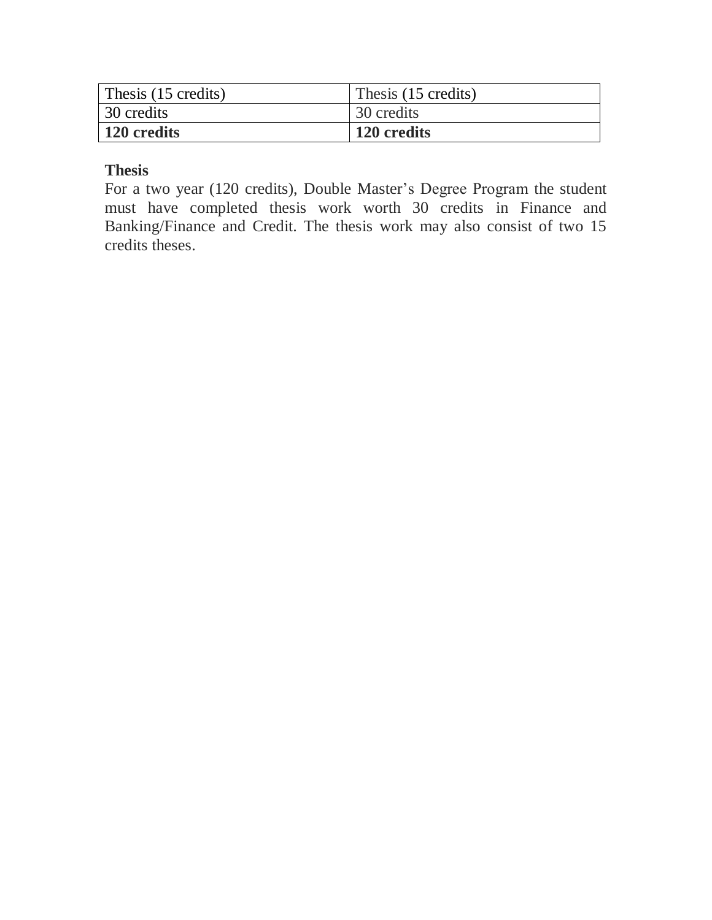| | |
|---|---|
| Thesis (15 credits) | Thesis (15 credits) |
| 30 credits | 30 credits |
| **120 credits** | **120 credits** |

**Thesis**

For a two year (120 credits), Double Master's Degree Program the student must have completed thesis work worth 30 credits in Finance and Banking/Finance and Credit. The thesis work may also consist of two 15 credits theses.